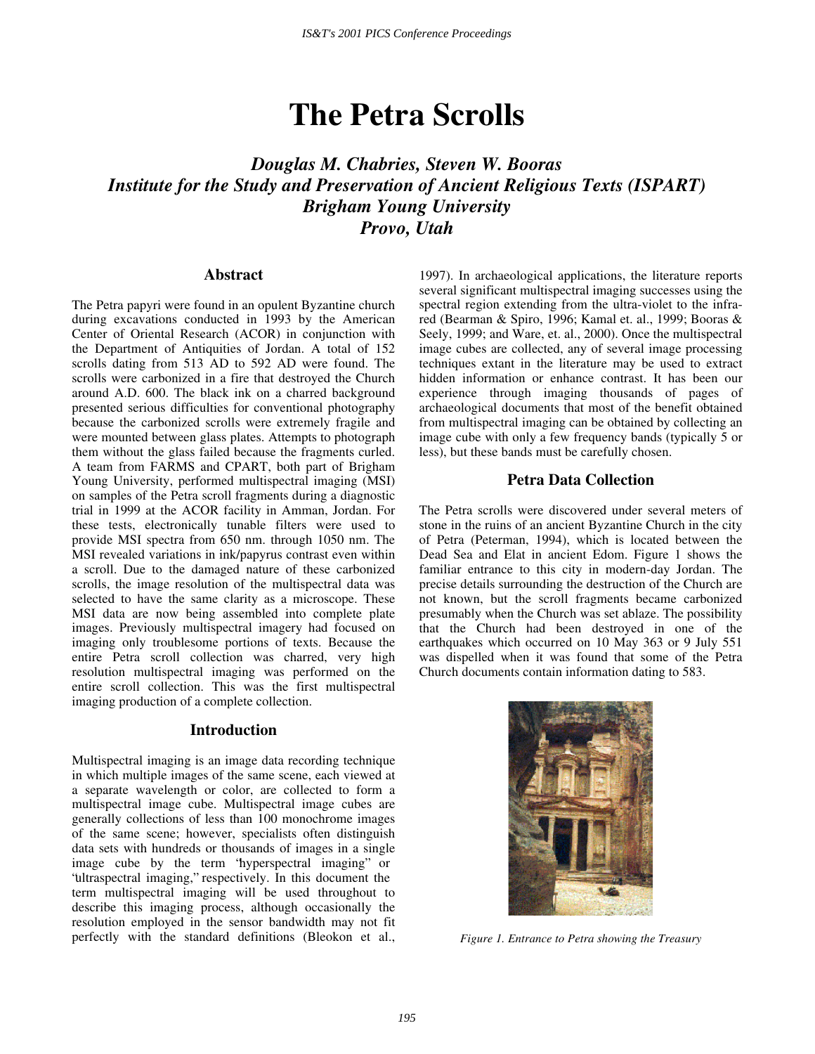# The Petra Scrolls

***Douglas M. Chabries, Steven W. Booras***
***Institute for the Study and Preservation of Ancient Religious Texts (ISPART)***
***Brigham Young University***
***Provo, Utah***

## Abstract

The Petra papyri were found in an opulent Byzantine church during excavations conducted in 1993 by the American Center of Oriental Research (ACOR) in conjunction with the Department of Antiquities of Jordan. A total of 152 scrolls dating from 513 AD to 592 AD were found. The scrolls were carbonized in a fire that destroyed the Church around A.D. 600. The black ink on a charred background presented serious difficulties for conventional photography because the carbonized scrolls were extremely fragile and were mounted between glass plates. Attempts to photograph them without the glass failed because the fragments curled. A team from FARMS and CPART, both part of Brigham Young University, performed multispectral imaging (MSI) on samples of the Petra scroll fragments during a diagnostic trial in 1999 at the ACOR facility in Amman, Jordan. For these tests, electronically tunable filters were used to provide MSI spectra from 650 nm. through 1050 nm. The MSI revealed variations in ink/papyrus contrast even within a scroll. Due to the damaged nature of these carbonized scrolls, the image resolution of the multispectral data was selected to have the same clarity as a microscope. These MSI data are now being assembled into complete plate images. Previously multispectral imagery had focused on imaging only troublesome portions of texts. Because the entire Petra scroll collection was charred, very high resolution multispectral imaging was performed on the entire scroll collection. This was the first multispectral imaging production of a complete collection.

## Introduction

Multispectral imaging is an image data recording technique in which multiple images of the same scene, each viewed at a separate wavelength or color, are collected to form a multispectral image cube. Multispectral image cubes are generally collections of less than 100 monochrome images of the same scene; however, specialists often distinguish data sets with hundreds or thousands of images in a single image cube by the term "hyperspectral imaging" or "ultraspectral imaging," respectively. In this document the term multispectral imaging will be used throughout to describe this imaging process, although occasionally the resolution employed in the sensor bandwidth may not fit perfectly with the standard definitions (Bleokon et al., 1997). In archaeological applications, the literature reports several significant multispectral imaging successes using the spectral region extending from the ultra-violet to the infra-red (Bearman & Spiro, 1996; Kamal et. al., 1999; Booras & Seely, 1999; and Ware, et. al., 2000). Once the multispectral image cubes are collected, any of several image processing techniques extant in the literature may be used to extract hidden information or enhance contrast. It has been our experience through imaging thousands of pages of archaeological documents that most of the benefit obtained from multispectral imaging can be obtained by collecting an image cube with only a few frequency bands (typically 5 or less), but these bands must be carefully chosen.

## Petra Data Collection

The Petra scrolls were discovered under several meters of stone in the ruins of an ancient Byzantine Church in the city of Petra (Peterman, 1994), which is located between the Dead Sea and Elat in ancient Edom. Figure 1 shows the familiar entrance to this city in modern-day Jordan. The precise details surrounding the destruction of the Church are not known, but the scroll fragments became carbonized presumably when the Church was set ablaze. The possibility that the Church had been destroyed in one of the earthquakes which occurred on 10 May 363 or 9 July 551 was dispelled when it was found that some of the Petra Church documents contain information dating to 583.

*Figure 1. Entrance to Petra showing the Treasury*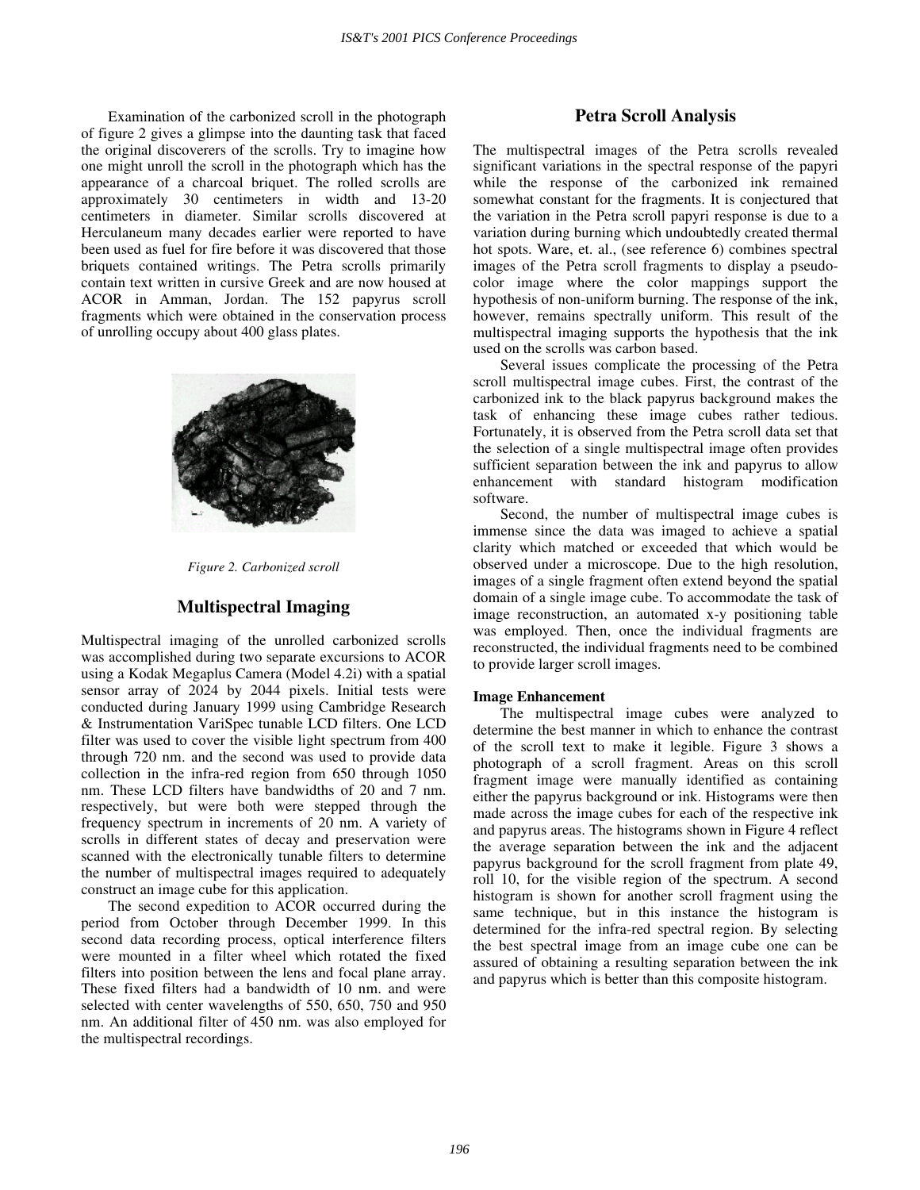Examination of the carbonized scroll in the photograph of figure 2 gives a glimpse into the daunting task that faced the original discoverers of the scrolls. Try to imagine how one might unroll the scroll in the photograph which has the appearance of a charcoal briquet. The rolled scrolls are approximately 30 centimeters in width and 13-20 centimeters in diameter. Similar scrolls discovered at Herculaneum many decades earlier were reported to have been used as fuel for fire before it was discovered that those briquets contained writings. The Petra scrolls primarily contain text written in cursive Greek and are now housed at ACOR in Amman, Jordan. The 152 papyrus scroll fragments which were obtained in the conservation process of unrolling occupy about 400 glass plates.

*Figure 2. Carbonized scroll*

## Multispectral Imaging

Multispectral imaging of the unrolled carbonized scrolls was accomplished during two separate excursions to ACOR using a Kodak Megaplus Camera (Model 4.2i) with a spatial sensor array of 2024 by 2044 pixels. Initial tests were conducted during January 1999 using Cambridge Research & Instrumentation VariSpec tunable LCD filters. One LCD filter was used to cover the visible light spectrum from 400 through 720 nm. and the second was used to provide data collection in the infra-red region from 650 through 1050 nm. These LCD filters have bandwidths of 20 and 7 nm. respectively, but were both were stepped through the frequency spectrum in increments of 20 nm. A variety of scrolls in different states of decay and preservation were scanned with the electronically tunable filters to determine the number of multispectral images required to adequately construct an image cube for this application.

The second expedition to ACOR occurred during the period from October through December 1999. In this second data recording process, optical interference filters were mounted in a filter wheel which rotated the fixed filters into position between the lens and focal plane array. These fixed filters had a bandwidth of 10 nm. and were selected with center wavelengths of 550, 650, 750 and 950 nm. An additional filter of 450 nm. was also employed for the multispectral recordings.

## Petra Scroll Analysis

The multispectral images of the Petra scrolls revealed significant variations in the spectral response of the papyri while the response of the carbonized ink remained somewhat constant for the fragments. It is conjectured that the variation in the Petra scroll papyri response is due to a variation during burning which undoubtedly created thermal hot spots. Ware, et. al., (see reference 6) combines spectral images of the Petra scroll fragments to display a pseudo-color image where the color mappings support the hypothesis of non-uniform burning. The response of the ink, however, remains spectrally uniform. This result of the multispectral imaging supports the hypothesis that the ink used on the scrolls was carbon based.

Several issues complicate the processing of the Petra scroll multispectral image cubes. First, the contrast of the carbonized ink to the black papyrus background makes the task of enhancing these image cubes rather tedious. Fortunately, it is observed from the Petra scroll data set that the selection of a single multispectral image often provides sufficient separation between the ink and papyrus to allow enhancement with standard histogram modification software.

Second, the number of multispectral image cubes is immense since the data was imaged to achieve a spatial clarity which matched or exceeded that which would be observed under a microscope. Due to the high resolution, images of a single fragment often extend beyond the spatial domain of a single image cube. To accommodate the task of image reconstruction, an automated x-y positioning table was employed. Then, once the individual fragments are reconstructed, the individual fragments need to be combined to provide larger scroll images.

### Image Enhancement

The multispectral image cubes were analyzed to determine the best manner in which to enhance the contrast of the scroll text to make it legible. Figure 3 shows a photograph of a scroll fragment. Areas on this scroll fragment image were manually identified as containing either the papyrus background or ink. Histograms were then made across the image cubes for each of the respective ink and papyrus areas. The histograms shown in Figure 4 reflect the average separation between the ink and the adjacent papyrus background for the scroll fragment from plate 49, roll 10, for the visible region of the spectrum. A second histogram is shown for another scroll fragment using the same technique, but in this instance the histogram is determined for the infra-red spectral region. By selecting the best spectral image from an image cube one can be assured of obtaining a resulting separation between the ink and papyrus which is better than this composite histogram.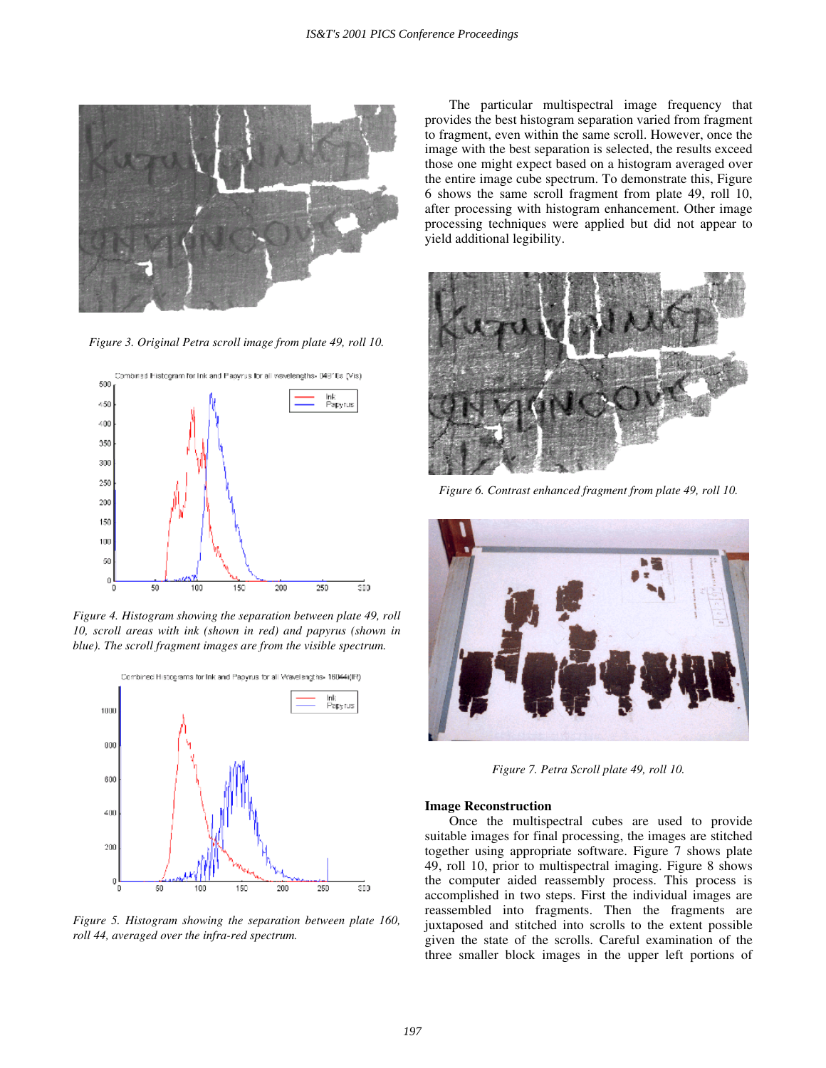Figure 3. Original Petra scroll image from plate 49, roll 10.

Combined Histogram for Ink and Papyrus for all wavelengths- 848^'bs (Vis)

Ink
Papyrus

500
450
400
350
300
250
200
150
100
50
0

0 50 100 150 200 250 300

*Figure 4. Histogram showing the separation between plate 49, roll 10, scroll areas with ink (shown in red) and papyrus (shown in blue). The scroll fragment images are from the visible spectrum.*

Combined Histograms for Ink and Papyrus for all Wavelengths- 16064(IR)

Ink
Papyrus

1000
800
600
400
200
0

0 50 100 150 200 250 300

*Figure 5. Histogram showing the separation between plate 160, roll 44, averaged over the infra-red spectrum.*

The particular multispectral image frequency that provides the best histogram separation varied from fragment to fragment, even within the same scroll. However, once the image with the best separation is selected, the results exceed those one might expect based on a histogram averaged over the entire image cube spectrum. To demonstrate this, Figure 6 shows the same scroll fragment from plate 49, roll 10, after processing with histogram enhancement. Other image processing techniques were applied but did not appear to yield additional legibility.

*Figure 6. Contrast enhanced fragment from plate 49, roll 10.*

*Figure 7. Petra Scroll plate 49, roll 10.*

**Image Reconstruction**

Once the multispectral cubes are used to provide suitable images for final processing, the images are stitched together using appropriate software. Figure 7 shows plate 49, roll 10, prior to multispectral imaging. Figure 8 shows the computer aided reassembly process. This process is accomplished in two steps. First the individual images are reassembled into fragments. Then the fragments are juxtaposed and stitched into scrolls to the extent possible given the state of the scrolls. Careful examination of the three smaller block images in the upper left portions of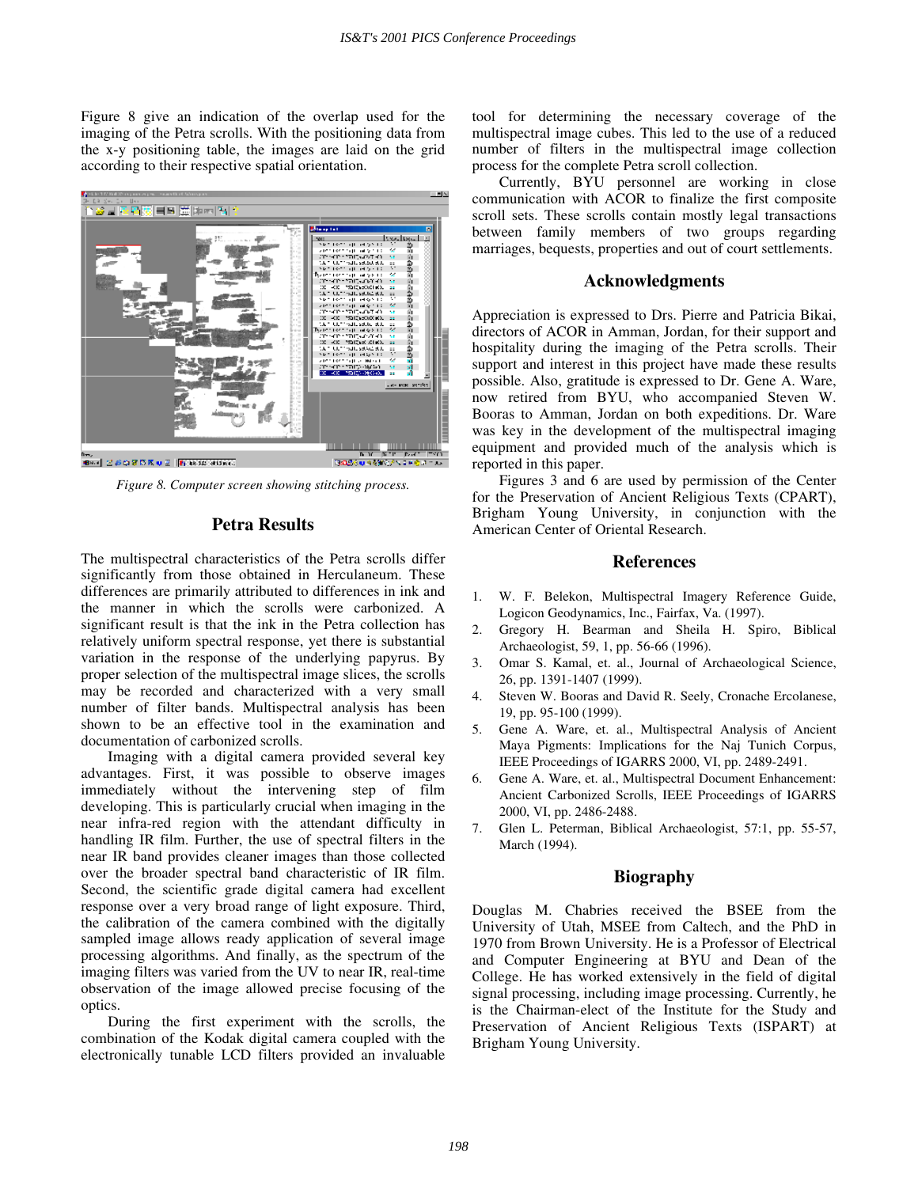Figure 8 give an indication of the overlap used for the imaging of the Petra scrolls. With the positioning data from the x-y positioning table, the images are laid on the grid according to their respective spatial orientation.

*Figure 8. Computer screen showing stitching process.*

## Petra Results

The multispectral characteristics of the Petra scrolls differ significantly from those obtained in Herculaneum. These differences are primarily attributed to differences in ink and the manner in which the scrolls were carbonized. A significant result is that the ink in the Petra collection has relatively uniform spectral response, yet there is substantial variation in the response of the underlying papyrus. By proper selection of the multispectral image slices, the scrolls may be recorded and characterized with a very small number of filter bands. Multispectral analysis has been shown to be an effective tool in the examination and documentation of carbonized scrolls.

Imaging with a digital camera provided several key advantages. First, it was possible to observe images immediately without the intervening step of film developing. This is particularly crucial when imaging in the near infra-red region with the attendant difficulty in handling IR film. Further, the use of spectral filters in the near IR band provides cleaner images than those collected over the broader spectral band characteristic of IR film. Second, the scientific grade digital camera had excellent response over a very broad range of light exposure. Third, the calibration of the camera combined with the digitally sampled image allows ready application of several image processing algorithms. And finally, as the spectrum of the imaging filters was varied from the UV to near IR, real-time observation of the image allowed precise focusing of the optics.

During the first experiment with the scrolls, the combination of the Kodak digital camera coupled with the electronically tunable LCD filters provided an invaluable tool for determining the necessary coverage of the multispectral image cubes. This led to the use of a reduced number of filters in the multispectral image collection process for the complete Petra scroll collection.

Currently, BYU personnel are working in close communication with ACOR to finalize the first composite scroll sets. These scrolls contain mostly legal transactions between family members of two groups regarding marriages, bequests, properties and out of court settlements.

## Acknowledgments

Appreciation is expressed to Drs. Pierre and Patricia Bikai, directors of ACOR in Amman, Jordan, for their support and hospitality during the imaging of the Petra scrolls. Their support and interest in this project have made these results possible. Also, gratitude is expressed to Dr. Gene A. Ware, now retired from BYU, who accompanied Steven W. Booras to Amman, Jordan on both expeditions. Dr. Ware was key in the development of the multispectral imaging equipment and provided much of the analysis which is reported in this paper.

Figures 3 and 6 are used by permission of the Center for the Preservation of Ancient Religious Texts (CPART), Brigham Young University, in conjunction with the American Center of Oriental Research.

## References

1. W. F. Belekon, Multispectral Imagery Reference Guide, Logicon Geodynamics, Inc., Fairfax, Va. (1997).
2. Gregory H. Bearman and Sheila H. Spiro, Biblical Archaeologist, 59, 1, pp. 56-66 (1996).
3. Omar S. Kamal, et. al., Journal of Archaeological Science, 26, pp. 1391-1407 (1999).
4. Steven W. Booras and David R. Seely, Cronache Ercolanese, 19, pp. 95-100 (1999).
5. Gene A. Ware, et. al., Multispectral Analysis of Ancient Maya Pigments: Implications for the Naj Tunich Corpus, IEEE Proceedings of IGARRS 2000, VI, pp. 2489-2491.
6. Gene A. Ware, et. al., Multispectral Document Enhancement: Ancient Carbonized Scrolls, IEEE Proceedings of IGARRS 2000, VI, pp. 2486-2488.
7. Glen L. Peterman, Biblical Archaeologist, 57:1, pp. 55-57, March (1994).

## Biography

Douglas M. Chabries received the BSEE from the University of Utah, MSEE from Caltech, and the PhD in 1970 from Brown University. He is a Professor of Electrical and Computer Engineering at BYU and Dean of the College. He has worked extensively in the field of digital signal processing, including image processing. Currently, he is the Chairman-elect of the Institute for the Study and Preservation of Ancient Religious Texts (ISPART) at Brigham Young University.